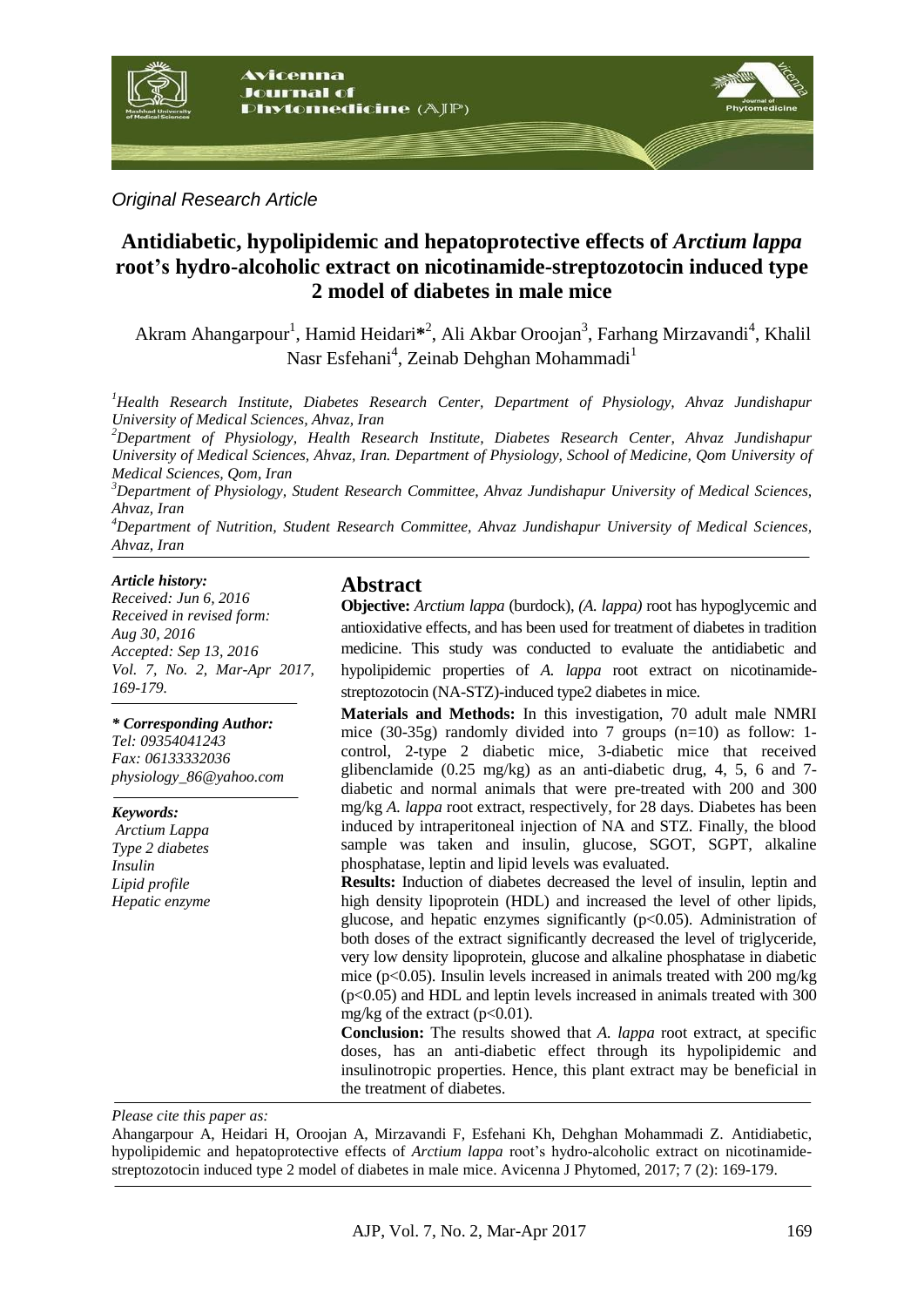*Original Research Article*

# Antidiabetic, hypolipidemic and hepatoprotective effects of *Arctium lappa* root's hydro-alcoholic extract on nicotinamide-streptozotocin induced type 2 model of diabetes in male mice

Akram Ahangarpour[1], Hamid Heidari*[2], Ali Akbar Oroojan[3], Farhang Mirzavandi[4], Khalil Nasr Esfehani[4], Zeinab Dehghan Mohammadi[1]

[1]*Health Research Institute, Diabetes Research Center, Department of Physiology, Ahvaz Jundishapur University of Medical Sciences, Ahvaz, Iran*

[2]*Department of Physiology, Health Research Institute, Diabetes Research Center, Ahvaz Jundishapur University of Medical Sciences, Ahvaz, Iran. Department of Physiology, School of Medicine, Qom University of Medical Sciences, Qom, Iran*

[3]*Department of Physiology, Student Research Committee, Ahvaz Jundishapur University of Medical Sciences, Ahvaz, Iran*

[4]*Department of Nutrition, Student Research Committee, Ahvaz Jundishapur University of Medical Sciences, Ahvaz, Iran*

***Article history:***
*Received: Jun 6, 2016*
*Received in revised form: Aug 30, 2016*
*Accepted: Sep 13, 2016*
*Vol. 7, No. 2, Mar-Apr 2017, 169-179.*

***\* Corresponding Author:***
*Tel: 09354041243*
*Fax: 06133332036*
*physiology_86@yahoo.com*

***Keywords:***
*Arctium Lappa*
*Type 2 diabetes*
*Insulin*
*Lipid profile*
*Hepatic enzyme*

## Abstract

**Objective:** *Arctium lappa* (burdock), *(A. lappa)* root has hypoglycemic and antioxidative effects, and has been used for treatment of diabetes in tradition medicine. This study was conducted to evaluate the antidiabetic and hypolipidemic properties of *A. lappa* root extract on nicotinamide-streptozotocin (NA-STZ)-induced type2 diabetes in mice.

**Materials and Methods:** In this investigation, 70 adult male NMRI mice (30-35g) randomly divided into 7 groups (n=10) as follow: 1-control, 2-type 2 diabetic mice, 3-diabetic mice that received glibenclamide (0.25 mg/kg) as an anti-diabetic drug, 4, 5, 6 and 7-diabetic and normal animals that were pre-treated with 200 and 300 mg/kg *A. lappa* root extract, respectively, for 28 days. Diabetes has been induced by intraperitoneal injection of NA and STZ. Finally, the blood sample was taken and insulin, glucose, SGOT, SGPT, alkaline phosphatase, leptin and lipid levels was evaluated.

**Results:** Induction of diabetes decreased the level of insulin, leptin and high density lipoprotein (HDL) and increased the level of other lipids, glucose, and hepatic enzymes significantly ($p<0.05$). Administration of both doses of the extract significantly decreased the level of triglyceride, very low density lipoprotein, glucose and alkaline phosphatase in diabetic mice ($p<0.05$). Insulin levels increased in animals treated with 200 mg/kg ($p<0.05$) and HDL and leptin levels increased in animals treated with 300 mg/kg of the extract ($p<0.01$).

**Conclusion:** The results showed that *A. lappa* root extract, at specific doses, has an anti-diabetic effect through its hypolipidemic and insulinotropic properties. Hence, this plant extract may be beneficial in the treatment of diabetes.

*Please cite this paper as:*

Ahangarpour A, Heidari H, Oroojan A, Mirzavandi F, Esfehani Kh, Dehghan Mohammadi Z. Antidiabetic, hypolipidemic and hepatoprotective effects of *Arctium lappa* root's hydro-alcoholic extract on nicotinamide-streptozotocin induced type 2 model of diabetes in male mice. Avicenna J Phytomed, 2017; 7 (2): 169-179.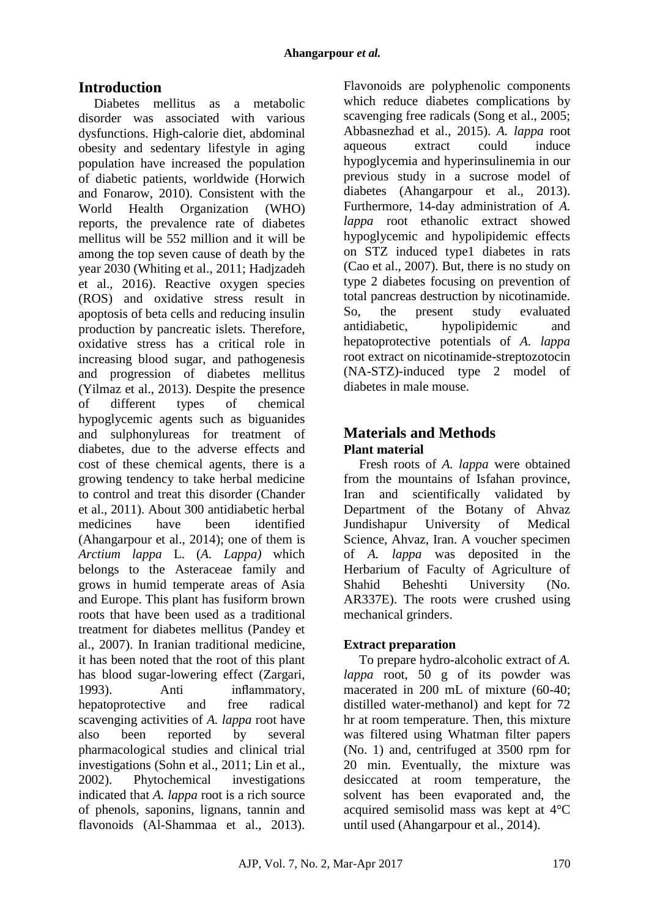## Introduction

Diabetes mellitus as a metabolic disorder was associated with various dysfunctions. High-calorie diet, abdominal obesity and sedentary lifestyle in aging population have increased the population of diabetic patients, worldwide (Horwich and Fonarow, 2010). Consistent with the World Health Organization (WHO) reports, the prevalence rate of diabetes mellitus will be 552 million and it will be among the top seven cause of death by the year 2030 (Whiting et al., 2011; Hadjzadeh et al., 2016). Reactive oxygen species (ROS) and oxidative stress result in apoptosis of beta cells and reducing insulin production by pancreatic islets. Therefore, oxidative stress has a critical role in increasing blood sugar, and pathogenesis and progression of diabetes mellitus (Yilmaz et al., 2013). Despite the presence of different types of chemical hypoglycemic agents such as biguanides and sulphonylureas for treatment of diabetes, due to the adverse effects and cost of these chemical agents, there is a growing tendency to take herbal medicine to control and treat this disorder (Chander et al., 2011). About 300 antidiabetic herbal medicines have been identified (Ahangarpour et al., 2014); one of them is *Arctium lappa* L. (*A. Lappa)* which belongs to the Asteraceae family and grows in humid temperate areas of Asia and Europe. This plant has fusiform brown roots that have been used as a traditional treatment for diabetes mellitus (Pandey et al., 2007). In Iranian traditional medicine, it has been noted that the root of this plant has blood sugar-lowering effect (Zargari, 1993). Anti inflammatory, hepatoprotective and free radical scavenging activities of *A. lappa* root have also been reported by several pharmacological studies and clinical trial investigations (Sohn et al., 2011; Lin et al., 2002). Phytochemical investigations indicated that *A. lappa* root is a rich source of phenols, saponins, lignans, tannin and flavonoids (Al-Shammaa et al., 2013). Flavonoids are polyphenolic components which reduce diabetes complications by scavenging free radicals (Song et al., 2005; Abbasnezhad et al., 2015). *A. lappa* root aqueous extract could induce hypoglycemia and hyperinsulinemia in our previous study in a sucrose model of diabetes (Ahangarpour et al., 2013). Furthermore, 14-day administration of *A. lappa* root ethanolic extract showed hypoglycemic and hypolipidemic effects on STZ induced type1 diabetes in rats (Cao et al., 2007). But, there is no study on type 2 diabetes focusing on prevention of total pancreas destruction by nicotinamide. So, the present study evaluated antidiabetic, hypolipidemic and hepatoprotective potentials of *A. lappa* root extract on nicotinamide-streptozotocin (NA-STZ)-induced type 2 model of diabetes in male mouse.

## Materials and Methods

### Plant material

Fresh roots of *A. lappa* were obtained from the mountains of Isfahan province, Iran and scientifically validated by Department of the Botany of Ahvaz Jundishapur University of Medical Science, Ahvaz, Iran. A voucher specimen of *A. lappa* was deposited in the Herbarium of Faculty of Agriculture of Shahid Beheshti University (No. AR337E). The roots were crushed using mechanical grinders.

### Extract preparation

To prepare hydro-alcoholic extract of *A. lappa* root, 50 g of its powder was macerated in 200 mL of mixture (60-40; distilled water-methanol) and kept for 72 hr at room temperature. Then, this mixture was filtered using Whatman filter papers (No. 1) and, centrifuged at 3500 rpm for 20 min. Eventually, the mixture was desiccated at room temperature, the solvent has been evaporated and, the acquired semisolid mass was kept at 4°C until used (Ahangarpour et al., 2014).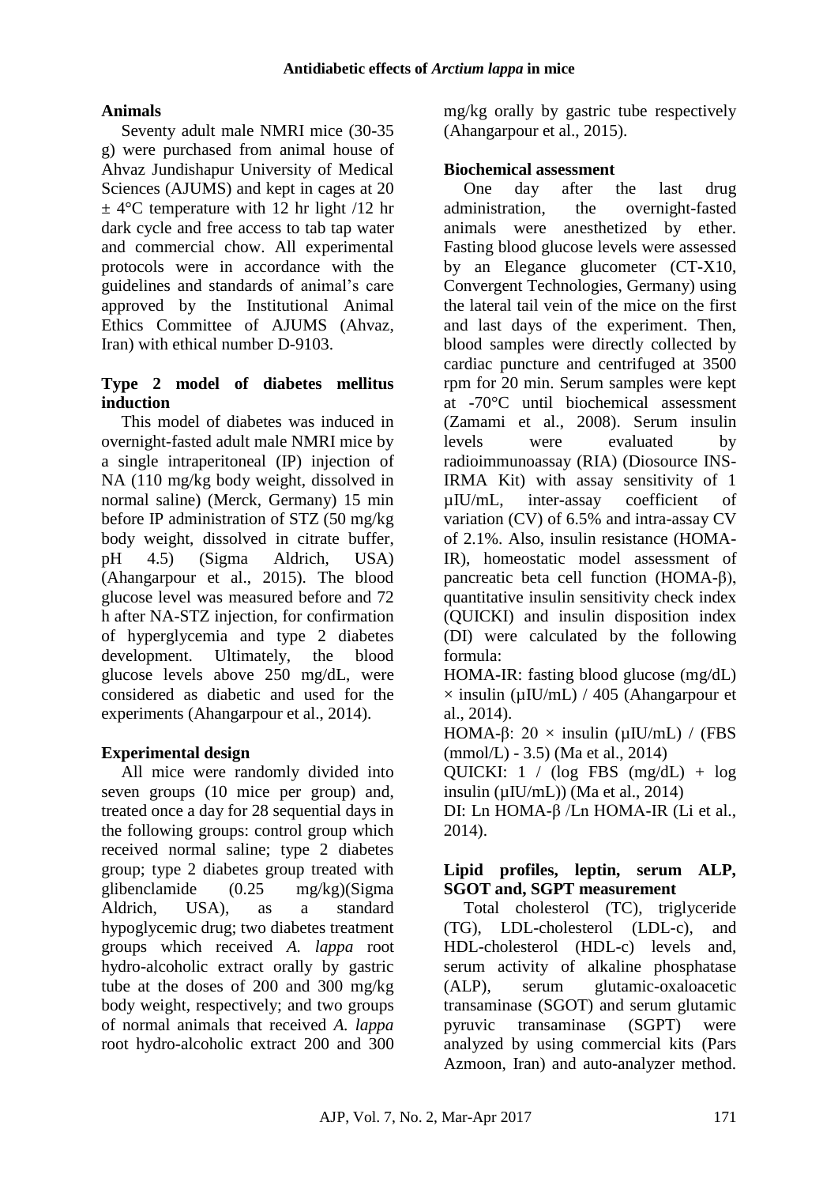### Animals

Seventy adult male NMRI mice (30-35 g) were purchased from animal house of Ahvaz Jundishapur University of Medical Sciences (AJUMS) and kept in cages at 20 ± 4°C temperature with 12 hr light /12 hr dark cycle and free access to tab tap water and commercial chow. All experimental protocols were in accordance with the guidelines and standards of animal's care approved by the Institutional Animal Ethics Committee of AJUMS (Ahvaz, Iran) with ethical number D-9103.

### Type 2 model of diabetes mellitus induction

This model of diabetes was induced in overnight-fasted adult male NMRI mice by a single intraperitoneal (IP) injection of NA (110 mg/kg body weight, dissolved in normal saline) (Merck, Germany) 15 min before IP administration of STZ (50 mg/kg body weight, dissolved in citrate buffer, pH 4.5) (Sigma Aldrich, USA) (Ahangarpour et al., 2015). The blood glucose level was measured before and 72 h after NA-STZ injection, for confirmation of hyperglycemia and type 2 diabetes development. Ultimately, the blood glucose levels above 250 mg/dL, were considered as diabetic and used for the experiments (Ahangarpour et al., 2014).

### Experimental design

All mice were randomly divided into seven groups (10 mice per group) and, treated once a day for 28 sequential days in the following groups: control group which received normal saline; type 2 diabetes group; type 2 diabetes group treated with glibenclamide (0.25 mg/kg)(Sigma Aldrich, USA), as a standard hypoglycemic drug; two diabetes treatment groups which received *A. lappa* root hydro-alcoholic extract orally by gastric tube at the doses of 200 and 300 mg/kg body weight, respectively; and two groups of normal animals that received *A. lappa* root hydro-alcoholic extract 200 and 300 mg/kg orally by gastric tube respectively (Ahangarpour et al., 2015).

### Biochemical assessment

One day after the last drug administration, the overnight-fasted animals were anesthetized by ether. Fasting blood glucose levels were assessed by an Elegance glucometer (CT-X10, Convergent Technologies, Germany) using the lateral tail vein of the mice on the first and last days of the experiment. Then, blood samples were directly collected by cardiac puncture and centrifuged at 3500 rpm for 20 min. Serum samples were kept at -70°C until biochemical assessment (Zamami et al., 2008). Serum insulin levels were evaluated by radioimmunoassay (RIA) (Diosource INS-IRMA Kit) with assay sensitivity of 1 µIU/mL, inter-assay coefficient of variation (CV) of 6.5% and intra-assay CV of 2.1%. Also, insulin resistance (HOMA-IR), homeostatic model assessment of pancreatic beta cell function (HOMA-β), quantitative insulin sensitivity check index (QUICKI) and insulin disposition index (DI) were calculated by the following formula:

HOMA-IR: fasting blood glucose (mg/dL) × insulin (µIU/mL) / 405 (Ahangarpour et al., 2014).

HOMA-β: 20 × insulin (µIU/mL) / (FBS (mmol/L) - 3.5) (Ma et al., 2014)

QUICKI: 1 / (log FBS (mg/dL) + log insulin (µIU/mL)) (Ma et al., 2014)

DI: Ln HOMA-β /Ln HOMA-IR (Li et al., 2014).

### Lipid profiles, leptin, serum ALP, SGOT and, SGPT measurement

Total cholesterol (TC), triglyceride (TG), LDL-cholesterol (LDL-c), and HDL-cholesterol (HDL-c) levels and, serum activity of alkaline phosphatase (ALP), serum glutamic-oxaloacetic transaminase (SGOT) and serum glutamic pyruvic transaminase (SGPT) were analyzed by using commercial kits (Pars Azmoon, Iran) and auto-analyzer method.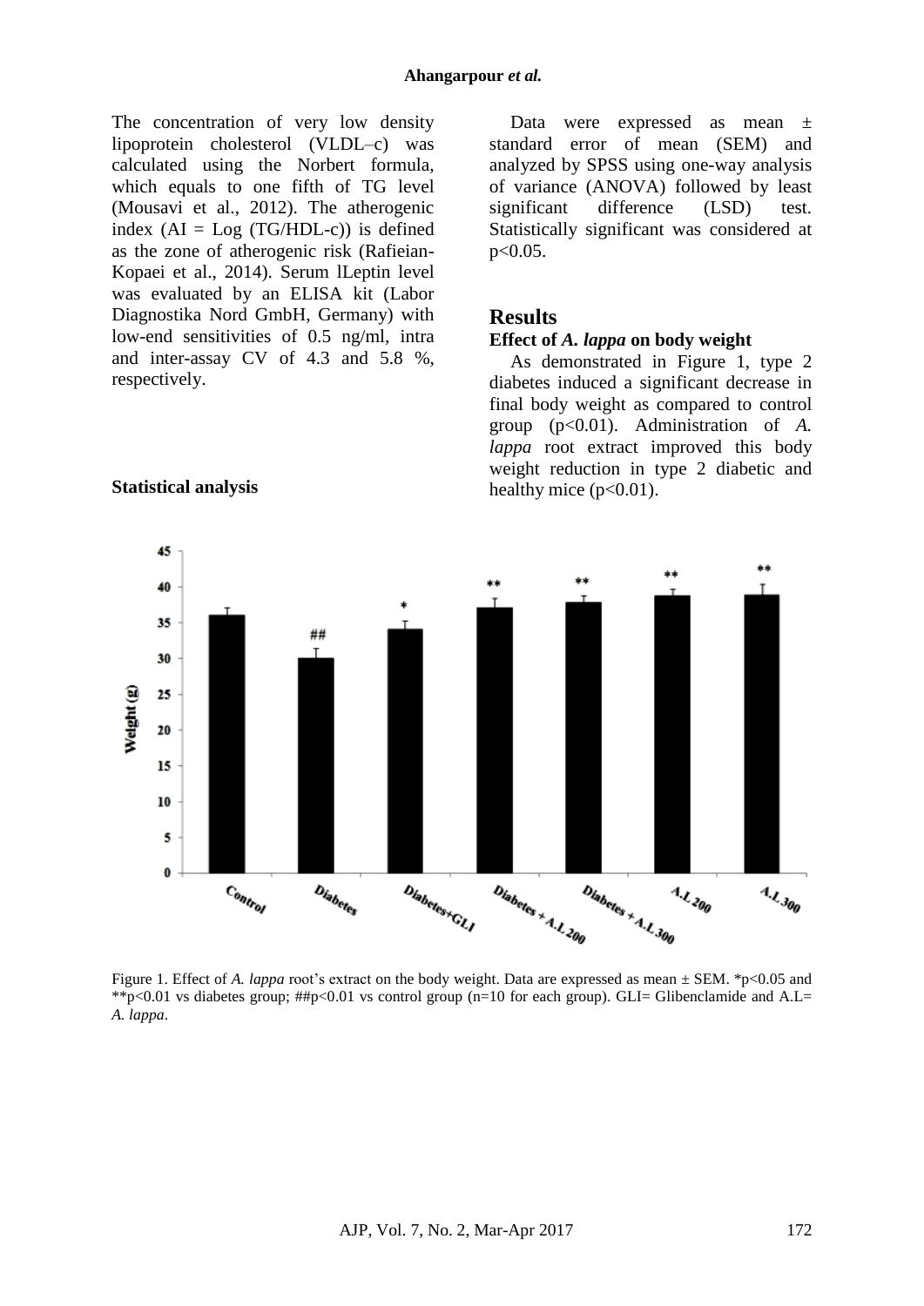The concentration of very low density lipoprotein cholesterol (VLDL–c) was calculated using the Norbert formula, which equals to one fifth of TG level (Mousavi et al., 2012). The atherogenic index (AI = Log (TG/HDL-c)) is defined as the zone of atherogenic risk (Rafieian-Kopaei et al., 2014). Serum lLeptin level was evaluated by an ELISA kit (Labor Diagnostika Nord GmbH, Germany) with low-end sensitivities of 0.5 ng/ml, intra and inter-assay CV of 4.3 and 5.8 %, respectively.

**Statistical analysis**

Data were expressed as mean ± standard error of mean (SEM) and analyzed by SPSS using one-way analysis of variance (ANOVA) followed by least significant difference (LSD) test. Statistically significant was considered at $p<0.05$.

## Results

### Effect of *A. lappa* on body weight

As demonstrated in Figure 1, type 2 diabetes induced a significant decrease in final body weight as compared to control group ($p<0.01$). Administration of *A. lappa* root extract improved this body weight reduction in type 2 diabetic and healthy mice ($p<0.01$).

Figure 1. Effect of *A. lappa* root's extract on the body weight. Data are expressed as mean ± SEM. *p<0.05 and **p<0.01 vs diabetes group; ##p<0.01 vs control group (n=10 for each group). GLI= Glibenclamide and A.L= *A. lappa*.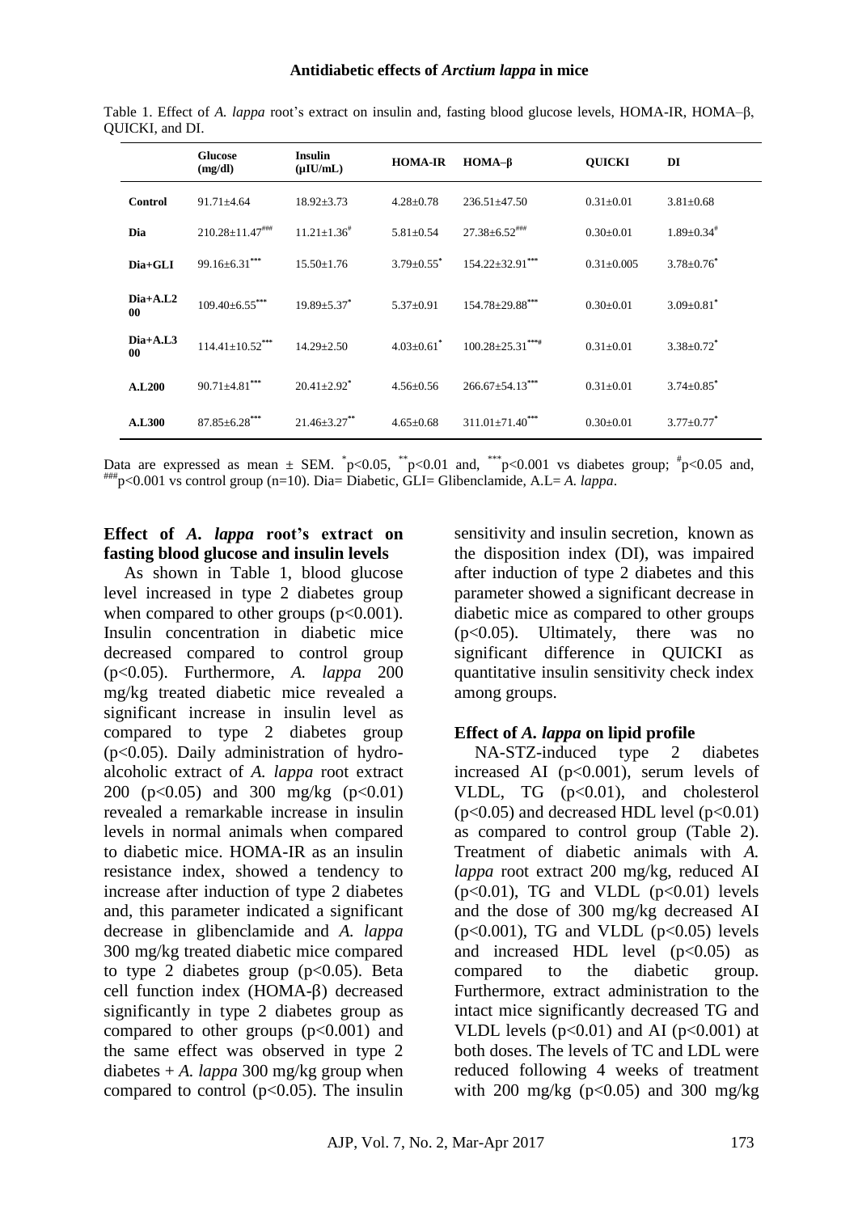Table 1. Effect of *A. lappa* root's extract on insulin and, fasting blood glucose levels, HOMA-IR, HOMA–β, QUICKI, and DI.

| | Glucose (mg/dl) | Insulin (μIU/mL) | HOMA-IR | HOMA–β | QUICKI | DI |
|---|---|---|---|---|---|---|
| Control | 91.71±4.64 | 18.92±3.73 | 4.28±0.78 | 236.51±47.50 | 0.31±0.01 | 3.81±0.68 |
| Dia | 210.28±11.47$^{\#\#\#}$ | 11.21±1.36$^{\#}$ | 5.81±0.54 | 27.38±6.52$^{\#\#\#}$ | 0.30±0.01 | 1.89±0.34$^{\#}$ |
| Dia+GLI | 99.16±6.31$^{***}$ | 15.50±1.76 | 3.79±0.55$^{*}$ | 154.22±32.91$^{***}$ | 0.31±0.005 | 3.78±0.76$^{*}$ |
| Dia+A.L200 | 109.40±6.55$^{***}$ | 19.89±5.37$^{*}$ | 5.37±0.91 | 154.78±29.88$^{***}$ | 0.30±0.01 | 3.09±0.81$^{*}$ |
| Dia+A.L300 | 114.41±10.52$^{***}$ | 14.29±2.50 | 4.03±0.61$^{*}$ | 100.28±25.31$^{***\#}$ | 0.31±0.01 | 3.38±0.72$^{*}$ |
| A.L200 | 90.71±4.81$^{***}$ | 20.41±2.92$^{*}$ | 4.56±0.56 | 266.67±54.13$^{***}$ | 0.31±0.01 | 3.74±0.85$^{*}$ |
| A.L300 | 87.85±6.28$^{***}$ | 21.46±3.27$^{**}$ | 4.65±0.68 | 311.01±71.40$^{***}$ | 0.30±0.01 | 3.77±0.77$^{*}$ |

Data are expressed as mean ± SEM. $^{*}p<0.05$, $^{**}p<0.01$ and, $^{***}p<0.001$ vs diabetes group; $^{\#}p<0.05$ and, $^{\#\#\#}p<0.001$ vs control group (n=10). Dia= Diabetic, GLI= Glibenclamide, A.L= *A. lappa*.

### Effect of *A. lappa* root's extract on fasting blood glucose and insulin levels

As shown in Table 1, blood glucose level increased in type 2 diabetes group when compared to other groups (p<0.001). Insulin concentration in diabetic mice decreased compared to control group (p<0.05). Furthermore, *A. lappa* 200 mg/kg treated diabetic mice revealed a significant increase in insulin level as compared to type 2 diabetes group (p<0.05). Daily administration of hydro-alcoholic extract of *A. lappa* root extract 200 (p<0.05) and 300 mg/kg (p<0.01) revealed a remarkable increase in insulin levels in normal animals when compared to diabetic mice. HOMA-IR as an insulin resistance index, showed a tendency to increase after induction of type 2 diabetes and, this parameter indicated a significant decrease in glibenclamide and *A. lappa* 300 mg/kg treated diabetic mice compared to type 2 diabetes group (p<0.05). Beta cell function index (HOMA-β) decreased significantly in type 2 diabetes group as compared to other groups (p<0.001) and the same effect was observed in type 2 diabetes + *A. lappa* 300 mg/kg group when compared to control (p<0.05). The insulin sensitivity and insulin secretion, known as the disposition index (DI), was impaired after induction of type 2 diabetes and this parameter showed a significant decrease in diabetic mice as compared to other groups (p<0.05). Ultimately, there was no significant difference in QUICKI as quantitative insulin sensitivity check index among groups.

### Effect of *A. lappa* on lipid profile

NA-STZ-induced type 2 diabetes increased AI (p<0.001), serum levels of VLDL, TG (p<0.01), and cholesterol (p<0.05) and decreased HDL level (p<0.01) as compared to control group (Table 2). Treatment of diabetic animals with *A. lappa* root extract 200 mg/kg, reduced AI (p<0.01), TG and VLDL (p<0.01) levels and the dose of 300 mg/kg decreased AI (p<0.001), TG and VLDL (p<0.05) levels and increased HDL level (p<0.05) as compared to the diabetic group. Furthermore, extract administration to the intact mice significantly decreased TG and VLDL levels (p<0.01) and AI (p<0.001) at both doses. The levels of TC and LDL were reduced following 4 weeks of treatment with 200 mg/kg (p<0.05) and 300 mg/kg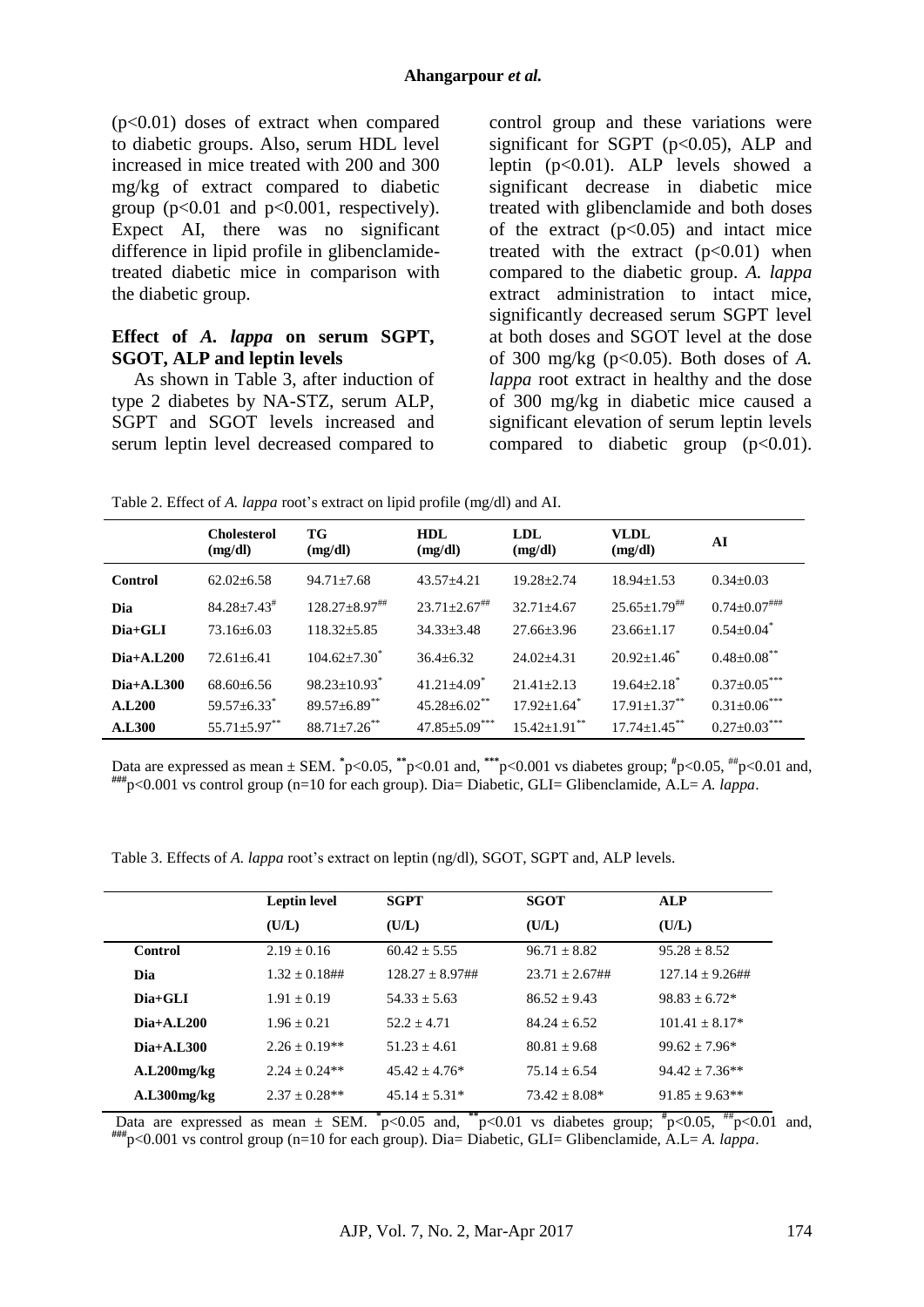(p<0.01) doses of extract when compared to diabetic groups. Also, serum HDL level increased in mice treated with 200 and 300 mg/kg of extract compared to diabetic group (p<0.01 and p<0.001, respectively). Expect AI, there was no significant difference in lipid profile in glibenclamide-treated diabetic mice in comparison with the diabetic group.

### Effect of *A. lappa* on serum SGPT, SGOT, ALP and leptin levels

As shown in Table 3, after induction of type 2 diabetes by NA-STZ, serum ALP, SGPT and SGOT levels increased and serum leptin level decreased compared to control group and these variations were significant for SGPT (p<0.05), ALP and leptin (p<0.01). ALP levels showed a significant decrease in diabetic mice treated with glibenclamide and both doses of the extract (p<0.05) and intact mice treated with the extract (p<0.01) when compared to the diabetic group. *A. lappa* extract administration to intact mice, significantly decreased serum SGPT level at both doses and SGOT level at the dose of 300 mg/kg (p<0.05). Both doses of *A. lappa* root extract in healthy and the dose of 300 mg/kg in diabetic mice caused a significant elevation of serum leptin levels compared to diabetic group (p<0.01).

Table 2. Effect of *A. lappa* root's extract on lipid profile (mg/dl) and AI.

| | Cholesterol (mg/dl) | TG (mg/dl) | HDL (mg/dl) | LDL (mg/dl) | VLDL (mg/dl) | AI |
|---|---|---|---|---|---|---|
| **Control** | 62.02±6.58 | 94.71±7.68 | 43.57±4.21 | 19.28±2.74 | 18.94±1.53 | 0.34±0.03 |
| **Dia** | 84.28±7.43# | 128.27±8.97## | 23.71±2.67## | 32.71±4.67 | 25.65±1.79## | 0.74±0.07### |
| **Dia+GLI** | 73.16±6.03 | 118.32±5.85 | 34.33±3.48 | 27.66±3.96 | 23.66±1.17 | 0.54±0.04* |
| **Dia+A.L200** | 72.61±6.41 | 104.62±7.30* | 36.4±6.32 | 24.02±4.31 | 20.92±1.46* | 0.48±0.08** |
| **Dia+A.L300** | 68.60±6.56 | 98.23±10.93* | 41.21±4.09* | 21.41±2.13 | 19.64±2.18* | 0.37±0.05*** |
| **A.L200** | 59.57±6.33* | 89.57±6.89** | 45.28±6.02** | 17.92±1.64* | 17.91±1.37** | 0.31±0.06*** |
| **A.L300** | 55.71±5.97** | 88.71±7.26** | 47.85±5.09*** | 15.42±1.91** | 17.74±1.45** | 0.27±0.03*** |

Data are expressed as mean ± SEM. *p<0.05, **p<0.01 and, ***p<0.001 vs diabetes group; #p<0.05, ##p<0.01 and, ###p<0.001 vs control group (n=10 for each group). Dia= Diabetic, GLI= Glibenclamide, A.L= *A. lappa*.

Table 3. Effects of *A. lappa* root's extract on leptin (ng/dl), SGOT, SGPT and, ALP levels.

| | Leptin level (U/L) | SGPT (U/L) | SGOT (U/L) | ALP (U/L) |
|---|---|---|---|---|
| **Control** | 2.19 ± 0.16 | 60.42 ± 5.55 | 96.71 ± 8.82 | 95.28 ± 8.52 |
| **Dia** | 1.32 ± 0.18## | 128.27 ± 8.97## | 23.71 ± 2.67## | 127.14 ± 9.26## |
| **Dia+GLI** | 1.91 ± 0.19 | 54.33 ± 5.63 | 86.52 ± 9.43 | 98.83 ± 6.72* |
| **Dia+A.L200** | 1.96 ± 0.21 | 52.2 ± 4.71 | 84.24 ± 6.52 | 101.41 ± 8.17* |
| **Dia+A.L300** | 2.26 ± 0.19** | 51.23 ± 4.61 | 80.81 ± 9.68 | 99.62 ± 7.96* |
| **A.L200mg/kg** | 2.24 ± 0.24** | 45.42 ± 4.76* | 75.14 ± 6.54 | 94.42 ± 7.36** |
| **A.L300mg/kg** | 2.37 ± 0.28** | 45.14 ± 5.31* | 73.42 ± 8.08* | 91.85 ± 9.63** |

Data are expressed as mean ± SEM. *p<0.05 and, **p<0.01 vs diabetes group; #p<0.05, ##p<0.01 and, ###p<0.001 vs control group (n=10 for each group). Dia= Diabetic, GLI= Glibenclamide, A.L= *A. lappa*.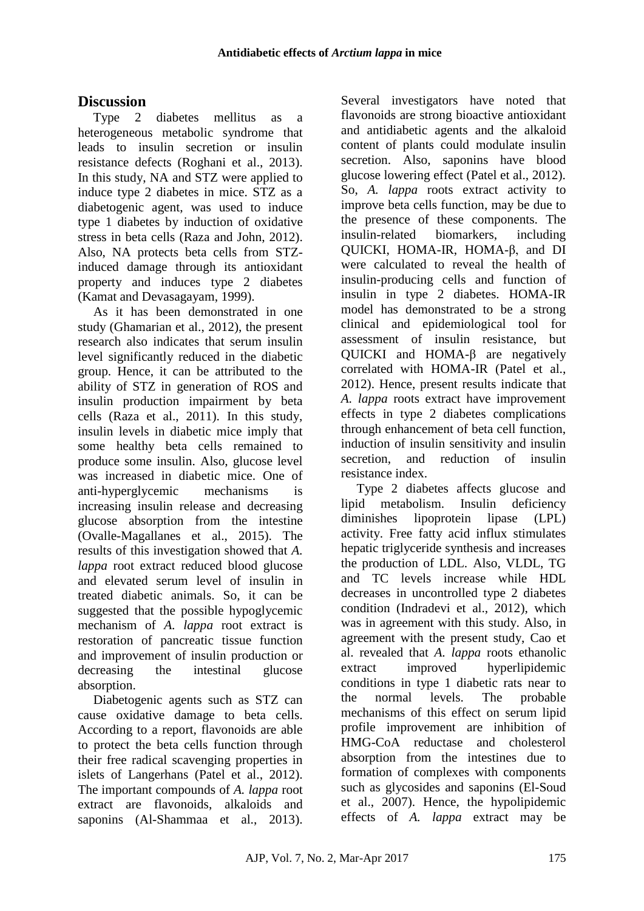## Discussion

Type 2 diabetes mellitus as a heterogeneous metabolic syndrome that leads to insulin secretion or insulin resistance defects (Roghani et al., 2013). In this study, NA and STZ were applied to induce type 2 diabetes in mice. STZ as a diabetogenic agent, was used to induce type 1 diabetes by induction of oxidative stress in beta cells (Raza and John, 2012). Also, NA protects beta cells from STZ-induced damage through its antioxidant property and induces type 2 diabetes (Kamat and Devasagayam, 1999).

As it has been demonstrated in one study (Ghamarian et al., 2012), the present research also indicates that serum insulin level significantly reduced in the diabetic group. Hence, it can be attributed to the ability of STZ in generation of ROS and insulin production impairment by beta cells (Raza et al., 2011). In this study, insulin levels in diabetic mice imply that some healthy beta cells remained to produce some insulin. Also, glucose level was increased in diabetic mice. One of anti-hyperglycemic mechanisms is increasing insulin release and decreasing glucose absorption from the intestine (Ovalle-Magallanes et al., 2015). The results of this investigation showed that *A. lappa* root extract reduced blood glucose and elevated serum level of insulin in treated diabetic animals. So, it can be suggested that the possible hypoglycemic mechanism of *A. lappa* root extract is restoration of pancreatic tissue function and improvement of insulin production or decreasing the intestinal glucose absorption.

Diabetogenic agents such as STZ can cause oxidative damage to beta cells. According to a report, flavonoids are able to protect the beta cells function through their free radical scavenging properties in islets of Langerhans (Patel et al., 2012). The important compounds of *A. lappa* root extract are flavonoids, alkaloids and saponins (Al-Shammaa et al., 2013). Several investigators have noted that flavonoids are strong bioactive antioxidant and antidiabetic agents and the alkaloid content of plants could modulate insulin secretion. Also, saponins have blood glucose lowering effect (Patel et al., 2012). So, *A. lappa* roots extract activity to improve beta cells function, may be due to the presence of these components. The insulin-related biomarkers, including QUICKI, HOMA-IR, HOMA-β, and DI were calculated to reveal the health of insulin-producing cells and function of insulin in type 2 diabetes. HOMA-IR model has demonstrated to be a strong clinical and epidemiological tool for assessment of insulin resistance, but QUICKI and HOMA-β are negatively correlated with HOMA-IR (Patel et al., 2012). Hence, present results indicate that *A. lappa* roots extract have improvement effects in type 2 diabetes complications through enhancement of beta cell function, induction of insulin sensitivity and insulin secretion, and reduction of insulin resistance index.

Type 2 diabetes affects glucose and lipid metabolism. Insulin deficiency diminishes lipoprotein lipase (LPL) activity. Free fatty acid influx stimulates hepatic triglyceride synthesis and increases the production of LDL. Also, VLDL, TG and TC levels increase while HDL decreases in uncontrolled type 2 diabetes condition (Indradevi et al., 2012), which was in agreement with this study. Also, in agreement with the present study, Cao et al. revealed that *A. lappa* roots ethanolic extract improved hyperlipidemic conditions in type 1 diabetic rats near to the normal levels. The probable mechanisms of this effect on serum lipid profile improvement are inhibition of HMG-CoA reductase and cholesterol absorption from the intestines due to formation of complexes with components such as glycosides and saponins (El-Soud et al., 2007). Hence, the hypolipidemic effects of *A. lappa* extract may be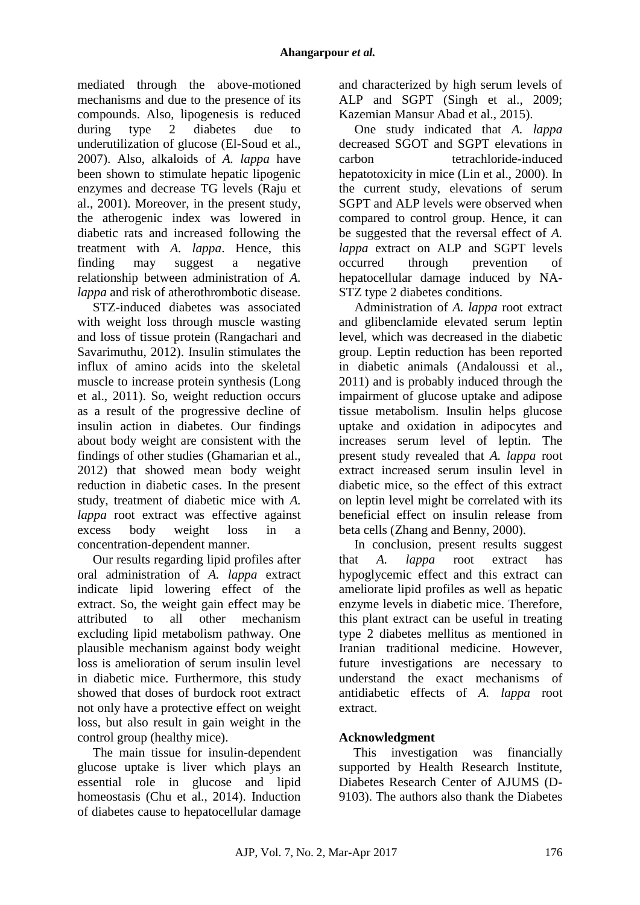mediated through the above-motioned mechanisms and due to the presence of its compounds. Also, lipogenesis is reduced during type 2 diabetes due to underutilization of glucose (El-Soud et al., 2007). Also, alkaloids of *A. lappa* have been shown to stimulate hepatic lipogenic enzymes and decrease TG levels (Raju et al., 2001). Moreover, in the present study, the atherogenic index was lowered in diabetic rats and increased following the treatment with *A. lappa*. Hence, this finding may suggest a negative relationship between administration of *A. lappa* and risk of atherothrombotic disease.

STZ-induced diabetes was associated with weight loss through muscle wasting and loss of tissue protein (Rangachari and Savarimuthu, 2012). Insulin stimulates the influx of amino acids into the skeletal muscle to increase protein synthesis (Long et al., 2011). So, weight reduction occurs as a result of the progressive decline of insulin action in diabetes. Our findings about body weight are consistent with the findings of other studies (Ghamarian et al., 2012) that showed mean body weight reduction in diabetic cases. In the present study, treatment of diabetic mice with *A. lappa* root extract was effective against excess body weight loss in a concentration-dependent manner.

Our results regarding lipid profiles after oral administration of *A. lappa* extract indicate lipid lowering effect of the extract. So, the weight gain effect may be attributed to all other mechanism excluding lipid metabolism pathway. One plausible mechanism against body weight loss is amelioration of serum insulin level in diabetic mice. Furthermore, this study showed that doses of burdock root extract not only have a protective effect on weight loss, but also result in gain weight in the control group (healthy mice).

The main tissue for insulin-dependent glucose uptake is liver which plays an essential role in glucose and lipid homeostasis (Chu et al., 2014). Induction of diabetes cause to hepatocellular damage and characterized by high serum levels of ALP and SGPT (Singh et al., 2009; Kazemian Mansur Abad et al., 2015).

One study indicated that *A. lappa* decreased SGOT and SGPT elevations in carbon tetrachloride-induced hepatotoxicity in mice (Lin et al., 2000). In the current study, elevations of serum SGPT and ALP levels were observed when compared to control group. Hence, it can be suggested that the reversal effect of *A. lappa* extract on ALP and SGPT levels occurred through prevention of hepatocellular damage induced by NA-STZ type 2 diabetes conditions.

Administration of *A. lappa* root extract and glibenclamide elevated serum leptin level, which was decreased in the diabetic group. Leptin reduction has been reported in diabetic animals (Andaloussi et al., 2011) and is probably induced through the impairment of glucose uptake and adipose tissue metabolism. Insulin helps glucose uptake and oxidation in adipocytes and increases serum level of leptin. The present study revealed that *A. lappa* root extract increased serum insulin level in diabetic mice, so the effect of this extract on leptin level might be correlated with its beneficial effect on insulin release from beta cells (Zhang and Benny, 2000).

In conclusion, present results suggest that *A. lappa* root extract has hypoglycemic effect and this extract can ameliorate lipid profiles as well as hepatic enzyme levels in diabetic mice. Therefore, this plant extract can be useful in treating type 2 diabetes mellitus as mentioned in Iranian traditional medicine. However, future investigations are necessary to understand the exact mechanisms of antidiabetic effects of *A. lappa* root extract.

## Acknowledgment

This investigation was financially supported by Health Research Institute, Diabetes Research Center of AJUMS (D-9103). The authors also thank the Diabetes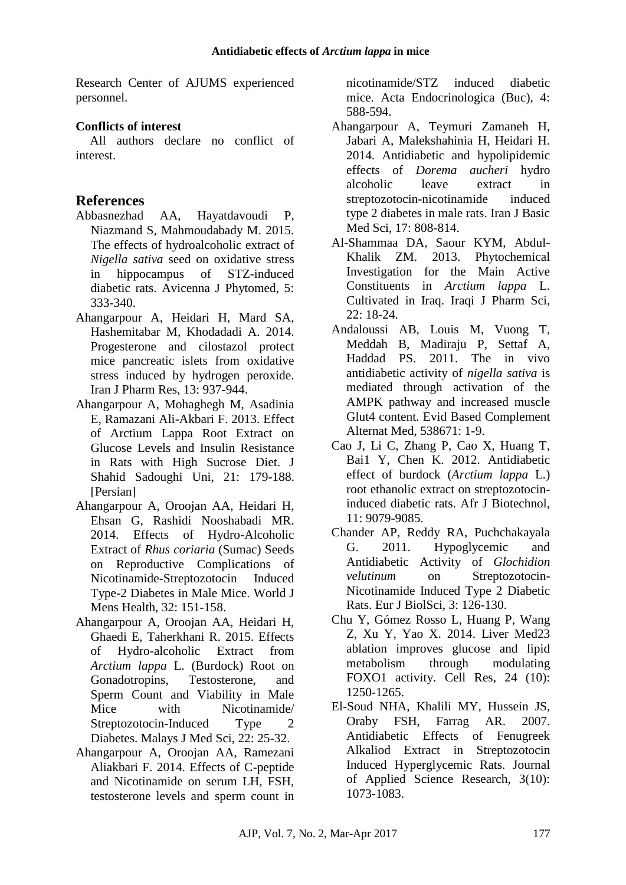Research Center of AJUMS experienced personnel.

### Conflicts of interest

All authors declare no conflict of interest.

## References

Abbasnezhad AA, Hayatdavoudi P, Niazmand S, Mahmoudabady M. 2015. The effects of hydroalcoholic extract of *Nigella sativa* seed on oxidative stress in hippocampus of STZ-induced diabetic rats. Avicenna J Phytomed, 5: 333-340.

Ahangarpour A, Heidari H, Mard SA, Hashemitabar M, Khodadadi A. 2014. Progesterone and cilostazol protect mice pancreatic islets from oxidative stress induced by hydrogen peroxide. Iran J Pharm Res, 13: 937-944.

Ahangarpour A, Mohaghegh M, Asadinia E, Ramazani Ali-Akbari F. 2013. Effect of Arctium Lappa Root Extract on Glucose Levels and Insulin Resistance in Rats with High Sucrose Diet. J Shahid Sadoughi Uni, 21: 179-188. [Persian]

Ahangarpour A, Oroojan AA, Heidari H, Ehsan G, Rashidi Nooshabadi MR. 2014. Effects of Hydro-Alcoholic Extract of *Rhus coriaria* (Sumac) Seeds on Reproductive Complications of Nicotinamide-Streptozotocin Induced Type-2 Diabetes in Male Mice. World J Mens Health, 32: 151-158.

Ahangarpour A, Oroojan AA, Heidari H, Ghaedi E, Taherkhani R. 2015. Effects of Hydro-alcoholic Extract from *Arctium lappa* L. (Burdock) Root on Gonadotropins, Testosterone, and Sperm Count and Viability in Male Mice with Nicotinamide/ Streptozotocin-Induced Type 2 Diabetes. Malays J Med Sci, 22: 25-32.

Ahangarpour A, Oroojan AA, Ramezani Aliakbari F. 2014. Effects of C-peptide and Nicotinamide on serum LH, FSH, testosterone levels and sperm count in nicotinamide/STZ induced diabetic mice. Acta Endocrinologica (Buc), 4: 588-594.

Ahangarpour A, Teymuri Zamaneh H, Jabari A, Malekshahinia H, Heidari H. 2014. Antidiabetic and hypolipidemic effects of *Dorema aucheri* hydro alcoholic leave extract in streptozotocin-nicotinamide induced type 2 diabetes in male rats. Iran J Basic Med Sci, 17: 808-814.

Al-Shammaa DA, Saour KYM, Abdul-Khalik ZM. 2013. Phytochemical Investigation for the Main Active Constituents in *Arctium lappa* L. Cultivated in Iraq. Iraqi J Pharm Sci, 22: 18-24.

Andaloussi AB, Louis M, Vuong T, Meddah B, Madiraju P, Settaf A, Haddad PS. 2011. The in vivo antidiabetic activity of *nigella sativa* is mediated through activation of the AMPK pathway and increased muscle Glut4 content. Evid Based Complement Alternat Med, 538671: 1-9.

Cao J, Li C, Zhang P, Cao X, Huang T, Bai1 Y, Chen K. 2012. Antidiabetic effect of burdock (*Arctium lappa* L.) root ethanolic extract on streptozotocin-induced diabetic rats. Afr J Biotechnol, 11: 9079-9085.

Chander AP, Reddy RA, Puchchakayala G. 2011. Hypoglycemic and Antidiabetic Activity of *Glochidion velutinum* on Streptozotocin-Nicotinamide Induced Type 2 Diabetic Rats. Eur J BiolSci, 3: 126-130.

Chu Y, Gómez Rosso L, Huang P, Wang Z, Xu Y, Yao X. 2014. Liver Med23 ablation improves glucose and lipid metabolism through modulating FOXO1 activity. Cell Res, 24 (10): 1250-1265.

El-Soud NHA, Khalili MY, Hussein JS, Oraby FSH, Farrag AR. 2007. Antidiabetic Effects of Fenugreek Alkaliod Extract in Streptozotocin Induced Hyperglycemic Rats. Journal of Applied Science Research, 3(10): 1073-1083.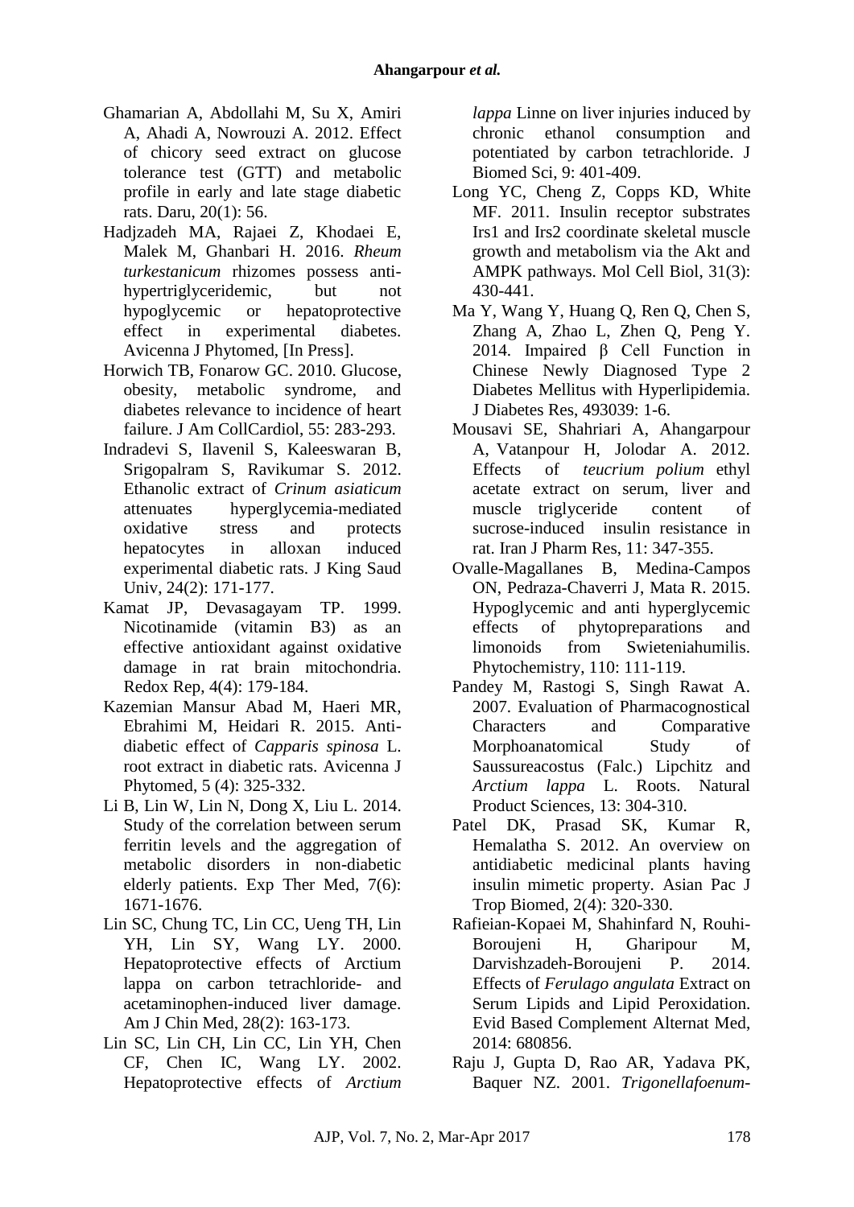Ghamarian A, Abdollahi M, Su X, Amiri A, Ahadi A, Nowrouzi A. 2012. Effect of chicory seed extract on glucose tolerance test (GTT) and metabolic profile in early and late stage diabetic rats. Daru, 20(1): 56.

Hadjzadeh MA, Rajaei Z, Khodaei E, Malek M, Ghanbari H. 2016. *Rheum turkestanicum* rhizomes possess anti-hypertriglyceridemic, but not hypoglycemic or hepatoprotective effect in experimental diabetes. Avicenna J Phytomed, [In Press].

Horwich TB, Fonarow GC. 2010. Glucose, obesity, metabolic syndrome, and diabetes relevance to incidence of heart failure. J Am CollCardiol, 55: 283-293.

Indradevi S, Ilavenil S, Kaleeswaran B, Srigopalram S, Ravikumar S. 2012. Ethanolic extract of *Crinum asiaticum* attenuates hyperglycemia-mediated oxidative stress and protects hepatocytes in alloxan induced experimental diabetic rats. J King Saud Univ, 24(2): 171-177.

Kamat JP, Devasagayam TP. 1999. Nicotinamide (vitamin B3) as an effective antioxidant against oxidative damage in rat brain mitochondria. Redox Rep, 4(4): 179-184.

Kazemian Mansur Abad M, Haeri MR, Ebrahimi M, Heidari R. 2015. Anti-diabetic effect of *Capparis spinosa* L. root extract in diabetic rats. Avicenna J Phytomed, 5 (4): 325-332.

Li B, Lin W, Lin N, Dong X, Liu L. 2014. Study of the correlation between serum ferritin levels and the aggregation of metabolic disorders in non-diabetic elderly patients. Exp Ther Med, 7(6): 1671-1676.

Lin SC, Chung TC, Lin CC, Ueng TH, Lin YH, Lin SY, Wang LY. 2000. Hepatoprotective effects of Arctium lappa on carbon tetrachloride- and acetaminophen-induced liver damage. Am J Chin Med, 28(2): 163-173.

Lin SC, Lin CH, Lin CC, Lin YH, Chen CF, Chen IC, Wang LY. 2002. Hepatoprotective effects of *Arctium lappa* Linne on liver injuries induced by chronic ethanol consumption and potentiated by carbon tetrachloride. J Biomed Sci, 9: 401-409.

Long YC, Cheng Z, Copps KD, White MF. 2011. Insulin receptor substrates Irs1 and Irs2 coordinate skeletal muscle growth and metabolism via the Akt and AMPK pathways. Mol Cell Biol, 31(3): 430-441.

Ma Y, Wang Y, Huang Q, Ren Q, Chen S, Zhang A, Zhao L, Zhen Q, Peng Y. 2014. Impaired β Cell Function in Chinese Newly Diagnosed Type 2 Diabetes Mellitus with Hyperlipidemia. J Diabetes Res, 493039: 1-6.

Mousavi SE, Shahriari A, Ahangarpour A, Vatanpour H, Jolodar A. 2012. Effects of *teucrium polium* ethyl acetate extract on serum, liver and muscle triglyceride content of sucrose-induced insulin resistance in rat. Iran J Pharm Res, 11: 347-355.

Ovalle-Magallanes B, Medina-Campos ON, Pedraza-Chaverri J, Mata R. 2015. Hypoglycemic and anti hyperglycemic effects of phytopreparations and limonoids from Swieteniahumilis. Phytochemistry, 110: 111-119.

Pandey M, Rastogi S, Singh Rawat A. 2007. Evaluation of Pharmacognostical Characters and Comparative Morphoanatomical Study of Saussureacostus (Falc.) Lipchitz and *Arctium lappa* L. Roots. Natural Product Sciences, 13: 304-310.

Patel DK, Prasad SK, Kumar R, Hemalatha S. 2012. An overview on antidiabetic medicinal plants having insulin mimetic property. Asian Pac J Trop Biomed, 2(4): 320-330.

Rafieian-Kopaei M, Shahinfard N, Rouhi-Boroujeni H, Gharipour M, Darvishzadeh-Boroujeni P. 2014. Effects of *Ferulago angulata* Extract on Serum Lipids and Lipid Peroxidation. Evid Based Complement Alternat Med, 2014: 680856.

Raju J, Gupta D, Rao AR, Yadava PK, Baquer NZ. 2001. *Trigonellafoenum-*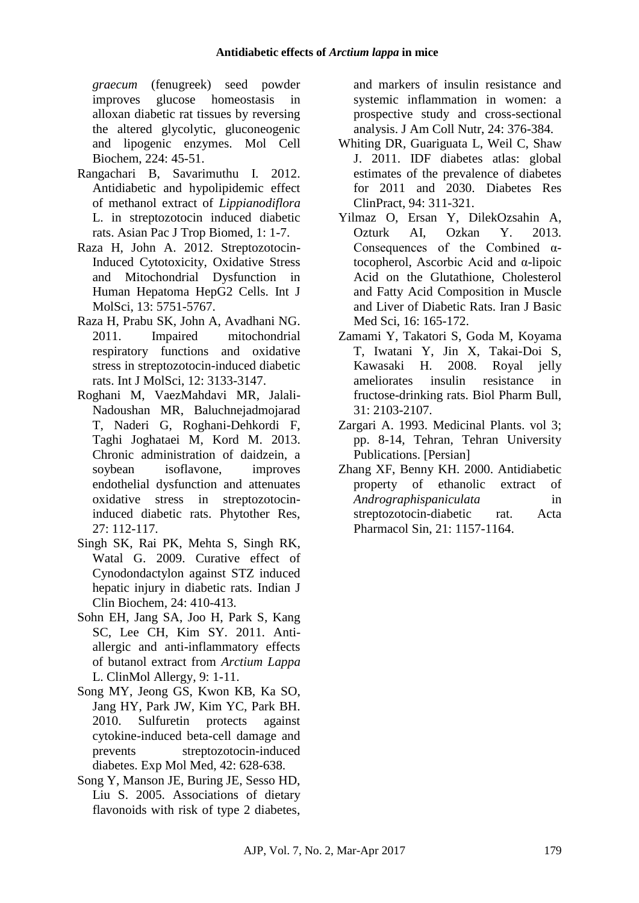*graecum* (fenugreek) seed powder improves glucose homeostasis in alloxan diabetic rat tissues by reversing the altered glycolytic, gluconeogenic and lipogenic enzymes. Mol Cell Biochem, 224: 45-51.

Rangachari B, Savarimuthu I. 2012. Antidiabetic and hypolipidemic effect of methanol extract of *Lippianodiflora* L. in streptozotocin induced diabetic rats. Asian Pac J Trop Biomed, 1: 1-7.

Raza H, John A. 2012. Streptozotocin-Induced Cytotoxicity, Oxidative Stress and Mitochondrial Dysfunction in Human Hepatoma HepG2 Cells. Int J MolSci, 13: 5751-5767.

Raza H, Prabu SK, John A, Avadhani NG. 2011. Impaired mitochondrial respiratory functions and oxidative stress in streptozotocin-induced diabetic rats. Int J MolSci, 12: 3133-3147.

Roghani M, VaezMahdavi MR, Jalali-Nadoushan MR, Baluchnejadmojarad T, Naderi G, Roghani-Dehkordi F, Taghi Joghataei M, Kord M. 2013. Chronic administration of daidzein, a soybean isoflavone, improves endothelial dysfunction and attenuates oxidative stress in streptozotocin-induced diabetic rats. Phytother Res, 27: 112-117.

Singh SK, Rai PK, Mehta S, Singh RK, Watal G. 2009. Curative effect of Cynodondactylon against STZ induced hepatic injury in diabetic rats. Indian J Clin Biochem, 24: 410-413.

Sohn EH, Jang SA, Joo H, Park S, Kang SC, Lee CH, Kim SY. 2011. Anti-allergic and anti-inflammatory effects of butanol extract from *Arctium Lappa* L. ClinMol Allergy, 9: 1-11.

Song MY, Jeong GS, Kwon KB, Ka SO, Jang HY, Park JW, Kim YC, Park BH. 2010. Sulfuretin protects against cytokine-induced beta-cell damage and prevents streptozotocin-induced diabetes. Exp Mol Med, 42: 628-638.

Song Y, Manson JE, Buring JE, Sesso HD, Liu S. 2005. Associations of dietary flavonoids with risk of type 2 diabetes, and markers of insulin resistance and systemic inflammation in women: a prospective study and cross-sectional analysis. J Am Coll Nutr, 24: 376-384.

Whiting DR, Guariguata L, Weil C, Shaw J. 2011. IDF diabetes atlas: global estimates of the prevalence of diabetes for 2011 and 2030. Diabetes Res ClinPract, 94: 311-321.

Yilmaz O, Ersan Y, DilekOzsahin A, Ozturk AI, Ozkan Y. 2013. Consequences of the Combined α-tocopherol, Ascorbic Acid and α-lipoic Acid on the Glutathione, Cholesterol and Fatty Acid Composition in Muscle and Liver of Diabetic Rats. Iran J Basic Med Sci, 16: 165-172.

Zamami Y, Takatori S, Goda M, Koyama T, Iwatani Y, Jin X, Takai-Doi S, Kawasaki H. 2008. Royal jelly ameliorates insulin resistance in fructose-drinking rats. Biol Pharm Bull, 31: 2103-2107.

Zargari A. 1993. Medicinal Plants. vol 3; pp. 8-14, Tehran, Tehran University Publications. [Persian]

Zhang XF, Benny KH. 2000. Antidiabetic property of ethanolic extract of *Andrographispaniculata* in streptozotocin-diabetic rat. Acta Pharmacol Sin, 21: 1157-1164.